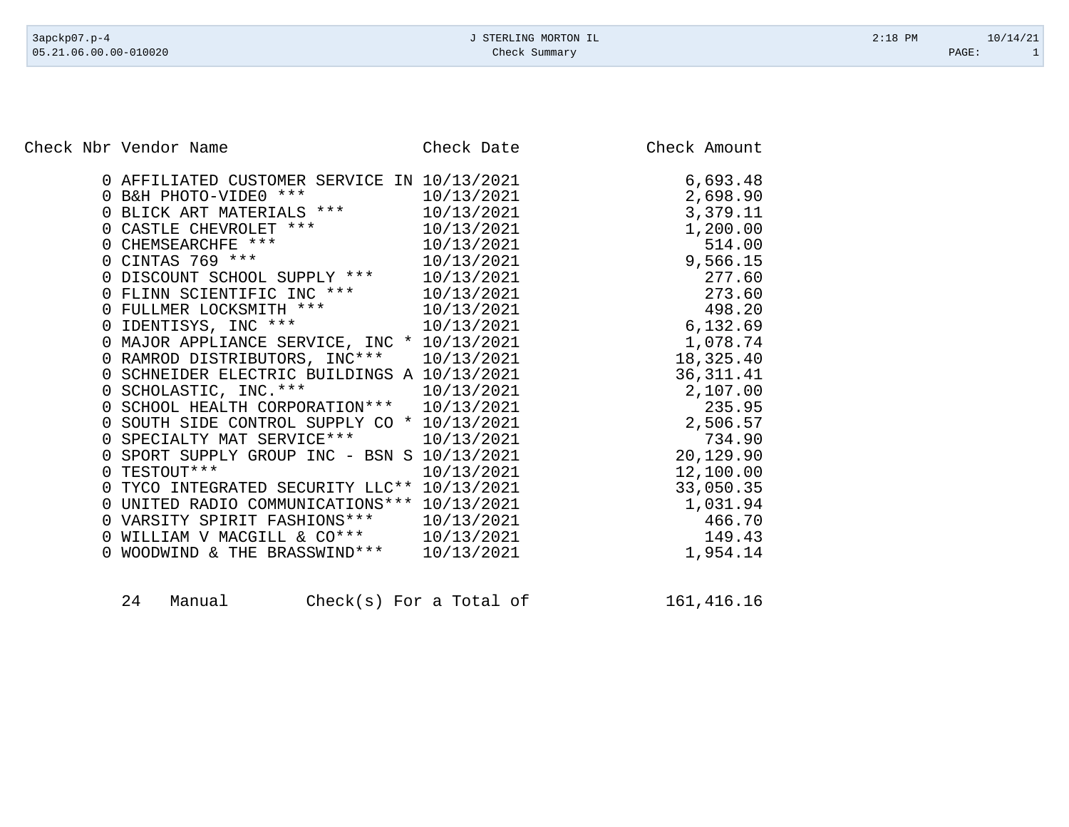| Check Nbr | Vendor Name | Check Date | Check Amount |
|---|---|---|---|
| 0 | AFFILIATED CUSTOMER SERVICE IN | 10/13/2021 | 6,693.48 |
| 0 | B&H PHOTO-VIDE0 *** | 10/13/2021 | 2,698.90 |
| 0 | BLICK ART MATERIALS *** | 10/13/2021 | 3,379.11 |
| 0 | CASTLE CHEVROLET *** | 10/13/2021 | 1,200.00 |
| 0 | CHEMSEARCHFE *** | 10/13/2021 | 514.00 |
| 0 | CINTAS 769 *** | 10/13/2021 | 9,566.15 |
| 0 | DISCOUNT SCHOOL SUPPLY *** | 10/13/2021 | 277.60 |
| 0 | FLINN SCIENTIFIC INC *** | 10/13/2021 | 273.60 |
| 0 | FULLMER LOCKSMITH *** | 10/13/2021 | 498.20 |
| 0 | IDENTISYS, INC *** | 10/13/2021 | 6,132.69 |
| 0 | MAJOR APPLIANCE SERVICE, INC * | 10/13/2021 | 1,078.74 |
| 0 | RAMROD DISTRIBUTORS, INC*** | 10/13/2021 | 18,325.40 |
| 0 | SCHNEIDER ELECTRIC BUILDINGS A | 10/13/2021 | 36,311.41 |
| 0 | SCHOLASTIC, INC.*** | 10/13/2021 | 2,107.00 |
| 0 | SCHOOL HEALTH CORPORATION*** | 10/13/2021 | 235.95 |
| 0 | SOUTH SIDE CONTROL SUPPLY CO * | 10/13/2021 | 2,506.57 |
| 0 | SPECIALTY MAT SERVICE*** | 10/13/2021 | 734.90 |
| 0 | SPORT SUPPLY GROUP INC - BSN S | 10/13/2021 | 20,129.90 |
| 0 | TESTOUT*** | 10/13/2021 | 12,100.00 |
| 0 | TYCO INTEGRATED SECURITY LLC** | 10/13/2021 | 33,050.35 |
| 0 | UNITED RADIO COMMUNICATIONS*** | 10/13/2021 | 1,031.94 |
| 0 | VARSITY SPIRIT FASHIONS*** | 10/13/2021 | 466.70 |
| 0 | WILLIAM V MACGILL & CO*** | 10/13/2021 | 149.43 |
| 0 | WOODWIND & THE BRASSWIND*** | 10/13/2021 | 1,954.14 |

24 Manual Check(s) For a Total of 161,416.16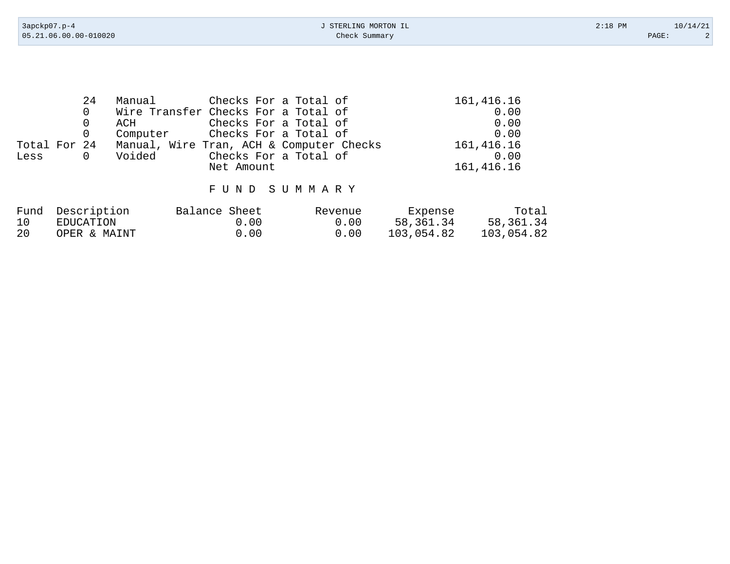| | | | |
|---|---|---|---|
| | 24 | Manual Checks For a Total of | 161,416.16 |
| | 0 | Wire Transfer Checks For a Total of | 0.00 |
| | 0 | ACH Checks For a Total of | 0.00 |
| | 0 | Computer Checks For a Total of | 0.00 |
| Total For | 24 | Manual, Wire Tran, ACH & Computer Checks | 161,416.16 |
| Less | 0 | Voided Checks For a Total of | 0.00 |
| | | Net Amount | 161,416.16 |

## F U N D   S U M M A R Y

| Fund | Description | Balance Sheet | Revenue | Expense | Total |
|---|---|---|---|---|---|
| 10 | EDUCATION | 0.00 | 0.00 | 58,361.34 | 58,361.34 |
| 20 | OPER & MAINT | 0.00 | 0.00 | 103,054.82 | 103,054.82 |